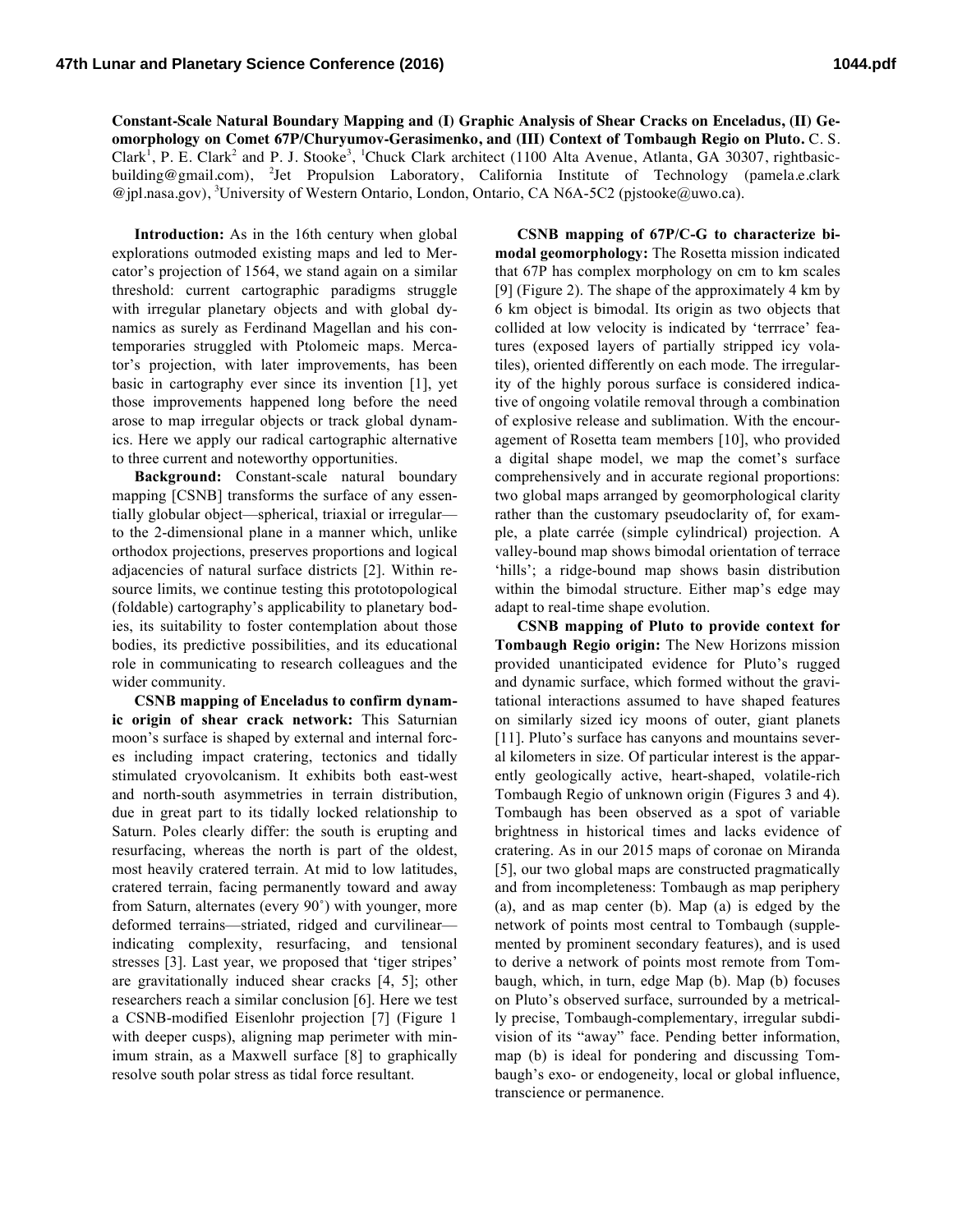**Constant-Scale Natural Boundary Mapping and (I) Graphic Analysis of Shear Cracks on Enceladus, (II) Geomorphology on Comet 67P/Churyumov-Gerasimenko, and (III) Context of Tombaugh Regio on Pluto.** C. S. Clark[1], P. E. Clark[2] and P. J. Stooke[3], [1]Chuck Clark architect (1100 Alta Avenue, Atlanta, GA 30307, rightbasicbuilding@gmail.com), [2]Jet Propulsion Laboratory, California Institute of Technology (pamela.e.clark @jpl.nasa.gov), [3]University of Western Ontario, London, Ontario, CA N6A-5C2 (pjstooke@uwo.ca).

**Introduction:** As in the 16th century when global explorations outmoded existing maps and led to Mercator's projection of 1564, we stand again on a similar threshold: current cartographic paradigms struggle with irregular planetary objects and with global dynamics as surely as Ferdinand Magellan and his contemporaries struggled with Ptolomeic maps. Mercator's projection, with later improvements, has been basic in cartography ever since its invention [1], yet those improvements happened long before the need arose to map irregular objects or track global dynamics. Here we apply our radical cartographic alternative to three current and noteworthy opportunities.

**Background:** Constant-scale natural boundary mapping [CSNB] transforms the surface of any essentially globular object—spherical, triaxial or irregular—to the 2-dimensional plane in a manner which, unlike orthodox projections, preserves proportions and logical adjacencies of natural surface districts [2]. Within resource limits, we continue testing this prototopological (foldable) cartography's applicability to planetary bodies, its suitability to foster contemplation about those bodies, its predictive possibilities, and its educational role in communicating to research colleagues and the wider community.

**CSNB mapping of Enceladus to confirm dynamic origin of shear crack network:** This Saturnian moon's surface is shaped by external and internal forces including impact cratering, tectonics and tidally stimulated cryovolcanism. It exhibits both east-west and north-south asymmetries in terrain distribution, due in great part to its tidally locked relationship to Saturn. Poles clearly differ: the south is erupting and resurfacing, whereas the north is part of the oldest, most heavily cratered terrain. At mid to low latitudes, cratered terrain, facing permanently toward and away from Saturn, alternates (every 90˚) with younger, more deformed terrains—striated, ridged and curvilinear—indicating complexity, resurfacing, and tensional stresses [3]. Last year, we proposed that 'tiger stripes' are gravitationally induced shear cracks [4, 5]; other researchers reach a similar conclusion [6]. Here we test a CSNB-modified Eisenlohr projection [7] (Figure 1 with deeper cusps), aligning map perimeter with minimum strain, as a Maxwell surface [8] to graphically resolve south polar stress as tidal force resultant.

**CSNB mapping of 67P/C-G to characterize bimodal geomorphology:** The Rosetta mission indicated that 67P has complex morphology on cm to km scales [9] (Figure 2). The shape of the approximately 4 km by 6 km object is bimodal. Its origin as two objects that collided at low velocity is indicated by 'terrrace' features (exposed layers of partially stripped icy volatiles), oriented differently on each mode. The irregularity of the highly porous surface is considered indicative of ongoing volatile removal through a combination of explosive release and sublimation. With the encouragement of Rosetta team members [10], who provided a digital shape model, we map the comet's surface comprehensively and in accurate regional proportions: two global maps arranged by geomorphological clarity rather than the customary pseudoclarity of, for example, a plate carrée (simple cylindrical) projection. A valley-bound map shows bimodal orientation of terrace 'hills'; a ridge-bound map shows basin distribution within the bimodal structure. Either map's edge may adapt to real-time shape evolution.

**CSNB mapping of Pluto to provide context for Tombaugh Regio origin:** The New Horizons mission provided unanticipated evidence for Pluto's rugged and dynamic surface, which formed without the gravitational interactions assumed to have shaped features on similarly sized icy moons of outer, giant planets [11]. Pluto's surface has canyons and mountains several kilometers in size. Of particular interest is the apparently geologically active, heart-shaped, volatile-rich Tombaugh Regio of unknown origin (Figures 3 and 4). Tombaugh has been observed as a spot of variable brightness in historical times and lacks evidence of cratering. As in our 2015 maps of coronae on Miranda [5], our two global maps are constructed pragmatically and from incompleteness: Tombaugh as map periphery (a), and as map center (b). Map (a) is edged by the network of points most central to Tombaugh (supplemented by prominent secondary features), and is used to derive a network of points most remote from Tombaugh, which, in turn, edge Map (b). Map (b) focuses on Pluto's observed surface, surrounded by a metrically precise, Tombaugh-complementary, irregular subdivision of its "away" face. Pending better information, map (b) is ideal for pondering and discussing Tombaugh's exo- or endogeneity, local or global influence, transcience or permanence.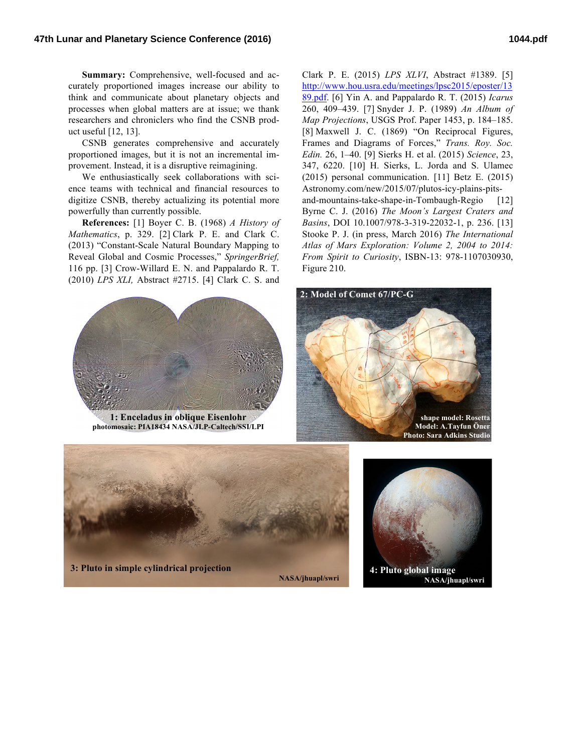**Summary:** Comprehensive, well-focused and accurately proportioned images increase our ability to think and communicate about planetary objects and processes when global matters are at issue; we thank researchers and chroniclers who find the CSNB product useful [12, 13].

CSNB generates comprehensive and accurately proportioned images, but it is not an incremental improvement. Instead, it is a disruptive reimagining.

We enthusiastically seek collaborations with science teams with technical and financial resources to digitize CSNB, thereby actualizing its potential more powerfully than currently possible.

**References:** [1] Boyer C. B. (1968) *A History of Mathematics*, p. 329. [2] Clark P. E. and Clark C. (2013) "Constant-Scale Natural Boundary Mapping to Reveal Global and Cosmic Processes," *SpringerBrief*, 116 pp. [3] Crow-Willard E. N. and Pappalardo R. T. (2010) *LPS XLI*, Abstract #2715. [4] Clark C. S. and Clark P. E. (2015) *LPS XLVI*, Abstract #1389. [5] http://www.hou.usra.edu/meetings/lpsc2015/eposter/1389.pdf. [6] Yin A. and Pappalardo R. T. (2015) *Icarus* 260, 409–439. [7] Snyder J. P. (1989) *An Album of Map Projections*, USGS Prof. Paper 1453, p. 184–185. [8] Maxwell J. C. (1869) "On Reciprocal Figures, Frames and Diagrams of Forces," *Trans. Roy. Soc. Edin.* 26, 1–40. [9] Sierks H. et al. (2015) *Science*, 23, 347, 6220. [10] H. Sierks, L. Jorda and S. Ulamec (2015) personal communication. [11] Betz E. (2015) Astronomy.com/new/2015/07/plutos-icy-plains-pits-and-mountains-take-shape-in-Tombaugh-Regio [12] Byrne C. J. (2016) *The Moon's Largest Craters and Basins*, DOI 10.1007/978-3-319-22032-1, p. 236. [13] Stooke P. J. (in press, March 2016) *The International Atlas of Mars Exploration: Volume 2, 2004 to 2014: From Spirit to Curiosity*, ISBN-13: 978-1107030930, Figure 210.

**1: Enceladus in oblique Eisenlohr**
photomosaic: PIA18434 NASA/JLP-Caltech/SSI/LPI

**2: Model of Comet 67/PC-G**
shape model: Rosetta
Model: A.Tayfun Öner
Photo: Sara Adkins Studio

**3: Pluto in simple cylindrical projection**
NASA/jhuapl/swri

**4: Pluto global image**
NASA/jhuapl/swri